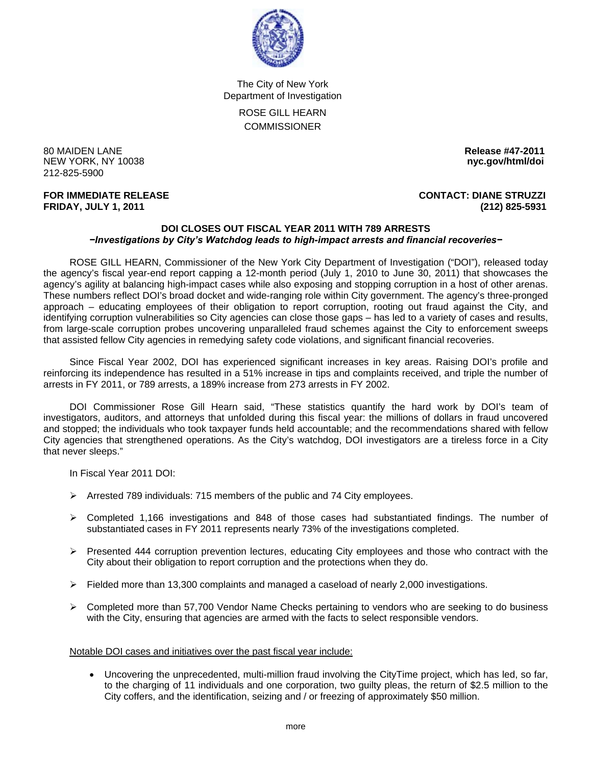The City of New York
Department of Investigation

ROSE GILL HEARN
COMMISSIONER

80 MAIDEN LANE
NEW YORK, NY 10038
212-825-5900

**Release #47-2011**
**nyc.gov/html/doi**

**FOR IMMEDIATE RELEASE**
**FRIDAY, JULY 1, 2011**

**CONTACT: DIANE STRUZZI**
**(212) 825-5931**

# DOI CLOSES OUT FISCAL YEAR 2011 WITH 789 ARRESTS

***−Investigations by City's Watchdog leads to high-impact arrests and financial recoveries−***

ROSE GILL HEARN, Commissioner of the New York City Department of Investigation ("DOI"), released today the agency's fiscal year-end report capping a 12-month period (July 1, 2010 to June 30, 2011) that showcases the agency's agility at balancing high-impact cases while also exposing and stopping corruption in a host of other arenas. These numbers reflect DOI's broad docket and wide-ranging role within City government. The agency's three-pronged approach – educating employees of their obligation to report corruption, rooting out fraud against the City, and identifying corruption vulnerabilities so City agencies can close those gaps – has led to a variety of cases and results, from large-scale corruption probes uncovering unparalleled fraud schemes against the City to enforcement sweeps that assisted fellow City agencies in remedying safety code violations, and significant financial recoveries.

Since Fiscal Year 2002, DOI has experienced significant increases in key areas. Raising DOI's profile and reinforcing its independence has resulted in a 51% increase in tips and complaints received, and triple the number of arrests in FY 2011, or 789 arrests, a 189% increase from 273 arrests in FY 2002.

DOI Commissioner Rose Gill Hearn said, "These statistics quantify the hard work by DOI's team of investigators, auditors, and attorneys that unfolded during this fiscal year: the millions of dollars in fraud uncovered and stopped; the individuals who took taxpayer funds held accountable; and the recommendations shared with fellow City agencies that strengthened operations. As the City's watchdog, DOI investigators are a tireless force in a City that never sleeps."

In Fiscal Year 2011 DOI:

- Arrested 789 individuals: 715 members of the public and 74 City employees.
- Completed 1,166 investigations and 848 of those cases had substantiated findings. The number of substantiated cases in FY 2011 represents nearly 73% of the investigations completed.
- Presented 444 corruption prevention lectures, educating City employees and those who contract with the City about their obligation to report corruption and the protections when they do.
- Fielded more than 13,300 complaints and managed a caseload of nearly 2,000 investigations.
- Completed more than 57,700 Vendor Name Checks pertaining to vendors who are seeking to do business with the City, ensuring that agencies are armed with the facts to select responsible vendors.

Notable DOI cases and initiatives over the past fiscal year include:

- Uncovering the unprecedented, multi-million fraud involving the CityTime project, which has led, so far, to the charging of 11 individuals and one corporation, two guilty pleas, the return of $2.5 million to the City coffers, and the identification, seizing and / or freezing of approximately $50 million.

more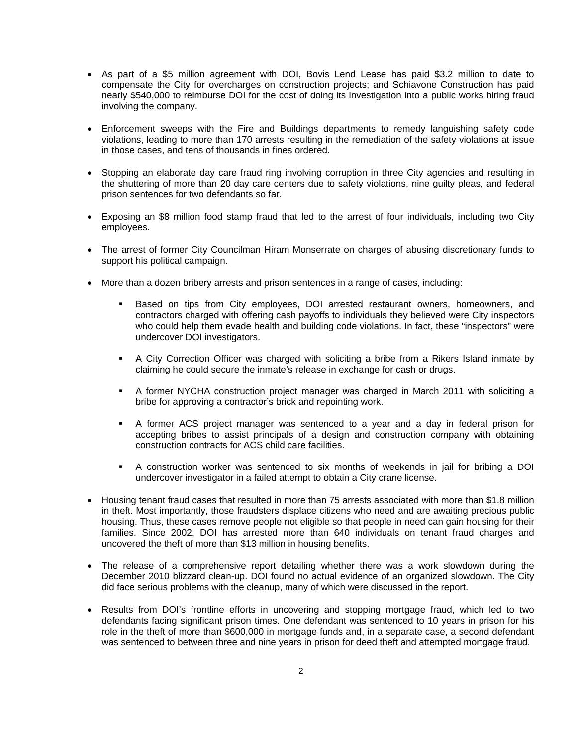- As part of a $5 million agreement with DOI, Bovis Lend Lease has paid $3.2 million to date to compensate the City for overcharges on construction projects; and Schiavone Construction has paid nearly $540,000 to reimburse DOI for the cost of doing its investigation into a public works hiring fraud involving the company.

- Enforcement sweeps with the Fire and Buildings departments to remedy languishing safety code violations, leading to more than 170 arrests resulting in the remediation of the safety violations at issue in those cases, and tens of thousands in fines ordered.

- Stopping an elaborate day care fraud ring involving corruption in three City agencies and resulting in the shuttering of more than 20 day care centers due to safety violations, nine guilty pleas, and federal prison sentences for two defendants so far.

- Exposing an $8 million food stamp fraud that led to the arrest of four individuals, including two City employees.

- The arrest of former City Councilman Hiram Monserrate on charges of abusing discretionary funds to support his political campaign.

- More than a dozen bribery arrests and prison sentences in a range of cases, including:

  - Based on tips from City employees, DOI arrested restaurant owners, homeowners, and contractors charged with offering cash payoffs to individuals they believed were City inspectors who could help them evade health and building code violations. In fact, these "inspectors" were undercover DOI investigators.

  - A City Correction Officer was charged with soliciting a bribe from a Rikers Island inmate by claiming he could secure the inmate's release in exchange for cash or drugs.

  - A former NYCHA construction project manager was charged in March 2011 with soliciting a bribe for approving a contractor's brick and repointing work.

  - A former ACS project manager was sentenced to a year and a day in federal prison for accepting bribes to assist principals of a design and construction company with obtaining construction contracts for ACS child care facilities.

  - A construction worker was sentenced to six months of weekends in jail for bribing a DOI undercover investigator in a failed attempt to obtain a City crane license.

- Housing tenant fraud cases that resulted in more than 75 arrests associated with more than $1.8 million in theft. Most importantly, those fraudsters displace citizens who need and are awaiting precious public housing. Thus, these cases remove people not eligible so that people in need can gain housing for their families. Since 2002, DOI has arrested more than 640 individuals on tenant fraud charges and uncovered the theft of more than $13 million in housing benefits.

- The release of a comprehensive report detailing whether there was a work slowdown during the December 2010 blizzard clean-up. DOI found no actual evidence of an organized slowdown. The City did face serious problems with the cleanup, many of which were discussed in the report.

- Results from DOI's frontline efforts in uncovering and stopping mortgage fraud, which led to two defendants facing significant prison times. One defendant was sentenced to 10 years in prison for his role in the theft of more than $600,000 in mortgage funds and, in a separate case, a second defendant was sentenced to between three and nine years in prison for deed theft and attempted mortgage fraud.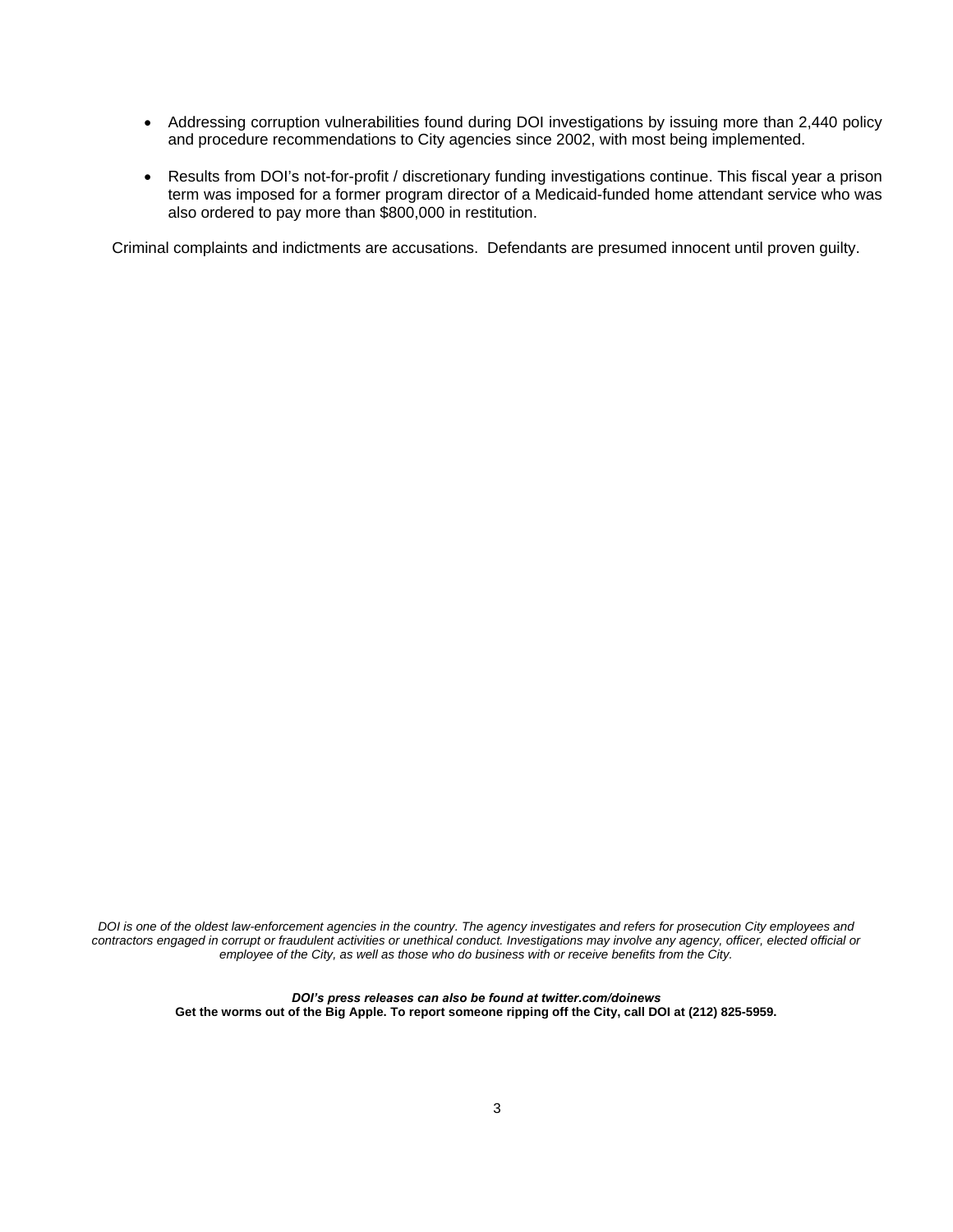- Addressing corruption vulnerabilities found during DOI investigations by issuing more than 2,440 policy and procedure recommendations to City agencies since 2002, with most being implemented.

- Results from DOI's not-for-profit / discretionary funding investigations continue. This fiscal year a prison term was imposed for a former program director of a Medicaid-funded home attendant service who was also ordered to pay more than $800,000 in restitution.

Criminal complaints and indictments are accusations. Defendants are presumed innocent until proven guilty.

*DOI is one of the oldest law-enforcement agencies in the country. The agency investigates and refers for prosecution City employees and contractors engaged in corrupt or fraudulent activities or unethical conduct. Investigations may involve any agency, officer, elected official or employee of the City, as well as those who do business with or receive benefits from the City.*

***DOI's press releases can also be found at twitter.com/doinews***

**Get the worms out of the Big Apple. To report someone ripping off the City, call DOI at (212) 825-5959.**